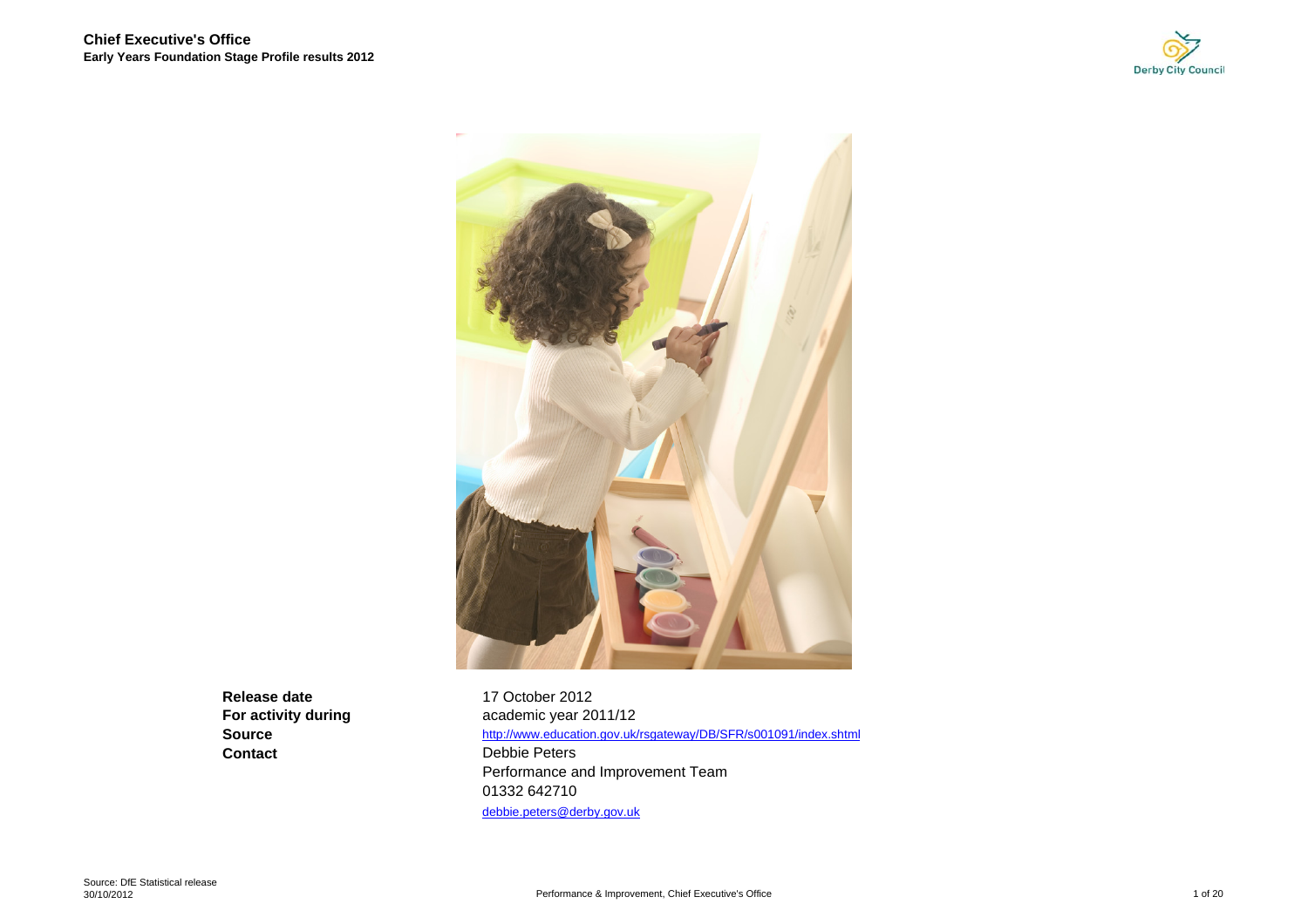# Chief Executive's Office

## Early Years Foundation Stage Profile results 2012

| | |
|---|---|
| **Release date** | 17 October 2012 |
| **For activity during** | academic year 2011/12 |
| **Source** | http://www.education.gov.uk/rsgateway/DB/SFR/s001091/index.shtml |
| **Contact** | Debbie Peters |
| | Performance and Improvement Team |
| | 01332 642710 |
| | debbie.peters@derby.gov.uk |

Source: DfE Statistical release
30/10/2012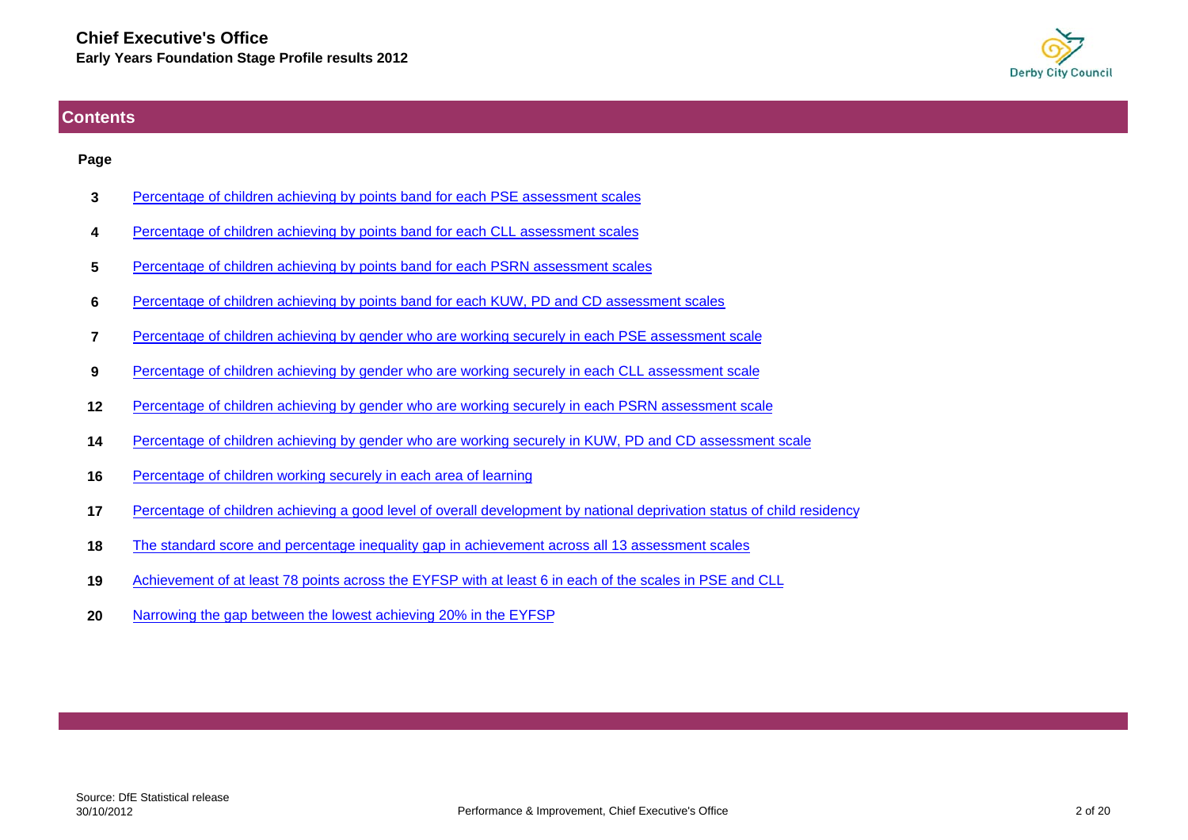# Chief Executive's Office

**Early Years Foundation Stage Profile results 2012**

## Contents

| Page | |
|---|---|
| 3 | Percentage of children achieving by points band for each PSE assessment scales |
| 4 | Percentage of children achieving by points band for each CLL assessment scales |
| 5 | Percentage of children achieving by points band for each PSRN assessment scales |
| 6 | Percentage of children achieving by points band for each KUW, PD and CD assessment scales |
| 7 | Percentage of children achieving by gender who are working securely in each PSE assessment scale |
| 9 | Percentage of children achieving by gender who are working securely in each CLL assessment scale |
| 12 | Percentage of children achieving by gender who are working securely in each PSRN assessment scale |
| 14 | Percentage of children achieving by gender who are working securely in KUW, PD and CD assessment scale |
| 16 | Percentage of children working securely in each area of learning |
| 17 | Percentage of children achieving a good level of overall development by national deprivation status of child residency |
| 18 | The standard score and percentage inequality gap in achievement across all 13 assessment scales |
| 19 | Achievement of at least 78 points across the EYFSP with at least 6 in each of the scales in PSE and CLL |
| 20 | Narrowing the gap between the lowest achieving 20% in the EYFSP |

Source: DfE Statistical release
30/10/2012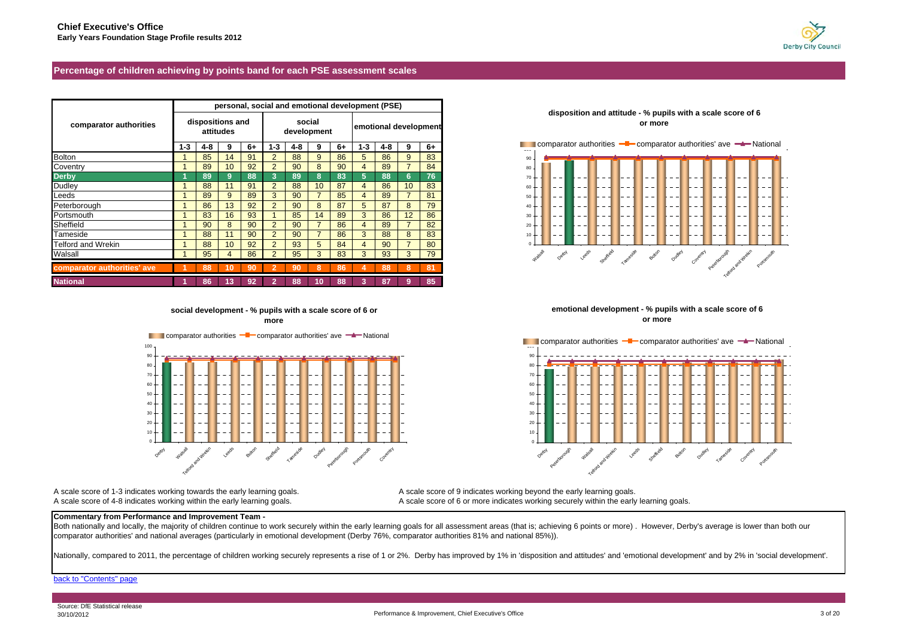**Chief Executive's Office**
**Early Years Foundation Stage Profile results 2012**

## Percentage of children achieving by points band for each PSE assessment scales

| comparator authorities | personal, social and emotional development (PSE) | | | | | | | | | | | |
|---|---|---|---|---|---|---|---|---|---|---|---|---|
| | dispositions and attitudes | | | | social development | | | | emotional development | | | |
| | 1-3 | 4-8 | 9 | 6+ | 1-3 | 4-8 | 9 | 6+ | 1-3 | 4-8 | 9 | 6+ |
| Bolton | 1 | 85 | 14 | 91 | 2 | 88 | 9 | 86 | 5 | 86 | 9 | 83 |
| Coventry | 1 | 89 | 10 | 92 | 2 | 90 | 8 | 90 | 4 | 89 | 7 | 84 |
| **Derby** | **1** | **89** | **9** | **88** | **3** | **89** | **8** | **83** | **5** | **88** | **6** | **76** |
| Dudley | 1 | 88 | 11 | 91 | 2 | 88 | 10 | 87 | 4 | 86 | 10 | 83 |
| Leeds | 1 | 89 | 9 | 89 | 3 | 90 | 7 | 85 | 4 | 89 | 7 | 81 |
| Peterborough | 1 | 86 | 13 | 92 | 2 | 90 | 8 | 87 | 5 | 87 | 8 | 79 |
| Portsmouth | 1 | 83 | 16 | 93 | 1 | 85 | 14 | 89 | 3 | 86 | 12 | 86 |
| Sheffield | 1 | 90 | 8 | 90 | 2 | 90 | 7 | 86 | 4 | 89 | 7 | 82 |
| Tameside | 1 | 88 | 11 | 90 | 2 | 90 | 7 | 86 | 3 | 88 | 8 | 83 |
| Telford and Wrekin | 1 | 88 | 10 | 92 | 2 | 93 | 5 | 84 | 4 | 90 | 7 | 80 |
| Walsall | 1 | 95 | 4 | 86 | 2 | 95 | 3 | 83 | 3 | 93 | 3 | 79 |
| **comparator authorities' ave** | **1** | **88** | **10** | **90** | **2** | **90** | **8** | **86** | **4** | **88** | **8** | **81** |
| **National** | **1** | **86** | **13** | **92** | **2** | **88** | **10** | **88** | **3** | **87** | **9** | **85** |

**disposition and attitude - % pupils with a scale score of 6 or more**

**social development - % pupils with a scale score of 6 or more**

**emotional development - % pupils with a scale score of 6 or more**

A scale score of 1-3 indicates working towards the early learning goals.
A scale score of 4-8 indicates working within the early learning goals.
A scale score of 9 indicates working beyond the early learning goals.
A scale score of 6 or more indicates working securely within the early learning goals.

**Commentary from Performance and Improvement Team -**

Both nationally and locally, the majority of children continue to work securely within the early learning goals for all assessment areas (that is; achieving 6 points or more) . However, Derby's average is lower than both our comparator authorities' and national averages (particularly in emotional development (Derby 76%, comparator authorities 81% and national 85%)).

Nationally, compared to 2011, the percentage of children working securely represents a rise of 1 or 2%. Derby has improved by 1% in 'disposition and attitudes' and 'emotional development' and by 2% in 'social development'.

back to "Contents" page

Source: DfE Statistical release
30/10/2012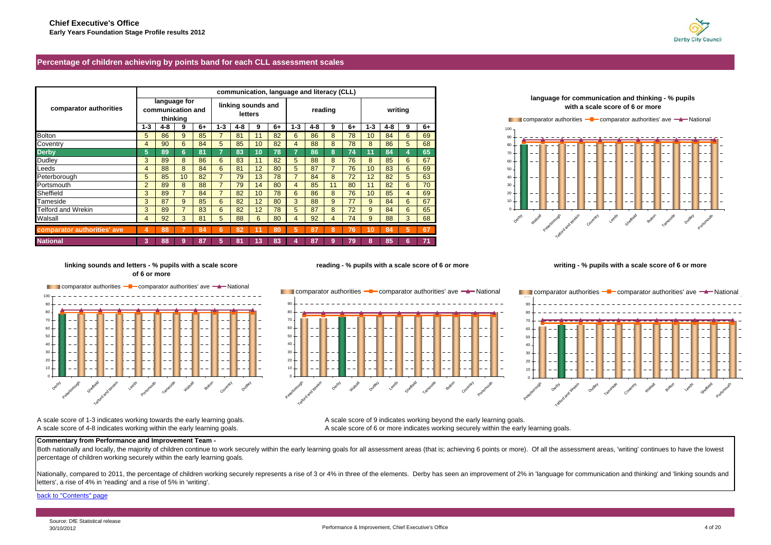**Chief Executive's Office**
**Early Years Foundation Stage Profile results 2012**

## Percentage of children achieving by points band for each CLL assessment scales

| comparator authorities | communication, language and literacy (CLL) | | | | | | | | | | | | | | | |
|---|---|---|---|---|---|---|---|---|---|---|---|---|---|---|---|---|
| | language for communication and thinking | | | | linking sounds and letters | | | | reading | | | | writing | | | |
| | 1-3 | 4-8 | 9 | 6+ | 1-3 | 4-8 | 9 | 6+ | 1-3 | 4-8 | 9 | 6+ | 1-3 | 4-8 | 9 | 6+ |
| Bolton | 5 | 86 | 9 | 85 | 7 | 81 | 11 | 82 | 6 | 86 | 8 | 78 | 10 | 84 | 6 | 69 |
| Coventry | 4 | 90 | 6 | 84 | 5 | 85 | 10 | 82 | 4 | 88 | 8 | 78 | 8 | 86 | 5 | 68 |
| **Derby** | **5** | **89** | **6** | **81** | **7** | **83** | **10** | **78** | **7** | **86** | **8** | **74** | **11** | **84** | **4** | **65** |
| Dudley | 3 | 89 | 8 | 86 | 6 | 83 | 11 | 82 | 5 | 88 | 8 | 76 | 8 | 85 | 6 | 67 |
| Leeds | 4 | 88 | 8 | 84 | 6 | 81 | 12 | 80 | 5 | 87 | 7 | 76 | 10 | 83 | 6 | 69 |
| Peterborough | 5 | 85 | 10 | 82 | 7 | 79 | 13 | 78 | 7 | 84 | 8 | 72 | 12 | 82 | 5 | 63 |
| Portsmouth | 2 | 89 | 8 | 88 | 7 | 79 | 14 | 80 | 4 | 85 | 11 | 80 | 11 | 82 | 6 | 70 |
| Sheffield | 3 | 89 | 7 | 84 | 7 | 82 | 10 | 78 | 6 | 86 | 8 | 76 | 10 | 85 | 4 | 69 |
| Tameside | 3 | 87 | 9 | 85 | 6 | 82 | 12 | 80 | 3 | 88 | 9 | 77 | 9 | 84 | 6 | 67 |
| Telford and Wrekin | 3 | 89 | 7 | 83 | 6 | 82 | 12 | 78 | 5 | 87 | 8 | 72 | 9 | 84 | 6 | 65 |
| Walsall | 4 | 92 | 3 | 81 | 5 | 88 | 6 | 80 | 4 | 92 | 4 | 74 | 9 | 88 | 3 | 68 |
| **comparator authorities' ave** | **4** | **88** | **7** | **84** | **6** | **82** | **11** | **80** | **5** | **87** | **8** | **76** | **10** | **84** | **5** | **67** |
| **National** | **3** | **88** | **9** | **87** | **5** | **81** | **13** | **83** | **4** | **87** | **9** | **79** | **8** | **85** | **6** | **71** |

**language for communication and thinking - % pupils with a scale score of 6 or more**

**linking sounds and letters - % pupils with a scale score of 6 or more**

**reading - % pupils with a scale score of 6 or more**

**writing - % pupils with a scale score of 6 or more**

A scale score of 1-3 indicates working towards the early learning goals.
A scale score of 4-8 indicates working within the early learning goals.
A scale score of 9 indicates working beyond the early learning goals.
A scale score of 6 or more indicates working securely within the early learning goals.

**Commentary from Performance and Improvement Team -**

Both nationally and locally, the majority of children continue to work securely within the early learning goals for all assessment areas (that is; achieving 6 points or more). Of all the assessment areas, 'writing' continues to have the lowest percentage of children working securely within the early learning goals.

Nationally, compared to 2011, the percentage of children working securely represents a rise of 3 or 4% in three of the elements. Derby has seen an improvement of 2% in 'language for communication and thinking' and 'linking sounds and letters', a rise of 4% in 'reading' and a rise of 5% in 'writing'.

back to "Contents" page

Source: DfE Statistical release
30/10/2012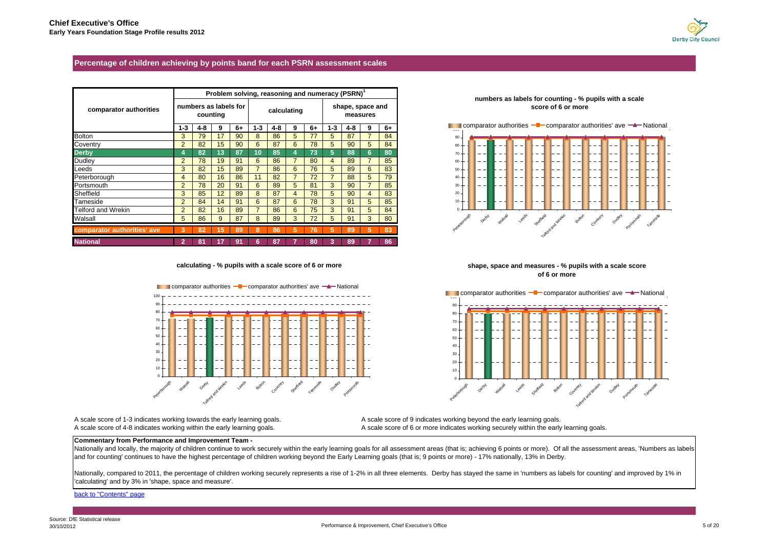**Chief Executive's Office**
**Early Years Foundation Stage Profile results 2012**

## Percentage of children achieving by points band for each PSRN assessment scales

| comparator authorities | Problem solving, reasoning and numeracy (PSRN)[1] | | | | | | | | | | | |
|---|---|---|---|---|---|---|---|---|---|---|---|---|
| | numbers as labels for counting | | | | calculating | | | | shape, space and measures | | | |
| | 1-3 | 4-8 | 9 | 6+ | 1-3 | 4-8 | 9 | 6+ | 1-3 | 4-8 | 9 | 6+ |
| Bolton | 3 | 79 | 17 | 90 | 8 | 86 | 5 | 77 | 5 | 87 | 7 | 84 |
| Coventry | 2 | 82 | 15 | 90 | 6 | 87 | 6 | 78 | 5 | 90 | 5 | 84 |
| **Derby** | **4** | **82** | **13** | **87** | **10** | **85** | **4** | **73** | **5** | **88** | **6** | **80** |
| Dudley | 2 | 78 | 19 | 91 | 6 | 86 | 7 | 80 | 4 | 89 | 7 | 85 |
| Leeds | 3 | 82 | 15 | 89 | 7 | 86 | 6 | 76 | 5 | 89 | 6 | 83 |
| Peterborough | 4 | 80 | 16 | 86 | 11 | 82 | 7 | 72 | 7 | 88 | 5 | 79 |
| Portsmouth | 2 | 78 | 20 | 91 | 6 | 89 | 5 | 81 | 3 | 90 | 7 | 85 |
| Sheffield | 3 | 85 | 12 | 89 | 8 | 87 | 4 | 78 | 5 | 90 | 4 | 83 |
| Tameside | 2 | 84 | 14 | 91 | 6 | 87 | 6 | 78 | 3 | 91 | 5 | 85 |
| Telford and Wrekin | 2 | 82 | 16 | 89 | 7 | 86 | 6 | 75 | 3 | 91 | 5 | 84 |
| Walsall | 5 | 86 | 9 | 87 | 8 | 89 | 3 | 72 | 5 | 91 | 3 | 80 |
| **comparator authorities' ave** | **3** | **82** | **15** | **89** | **8** | **86** | **5** | **76** | **5** | **89** | **5** | **83** |
| **National** | **2** | **81** | **17** | **91** | **6** | **87** | **7** | **80** | **3** | **89** | **7** | **86** |

**numbers as labels for counting - % pupils with a scale score of 6 or more**

**calculating - % pupils with a scale score of 6 or more**

**shape, space and measures - % pupils with a scale score of 6 or more**

A scale score of 1-3 indicates working towards the early learning goals.
A scale score of 4-8 indicates working within the early learning goals.
A scale score of 9 indicates working beyond the early learning goals.
A scale score of 6 or more indicates working securely within the early learning goals.

**Commentary from Performance and Improvement Team -**

Nationally and locally, the majority of children continue to work securely within the early learning goals for all assessment areas (that is; achieving 6 points or more). Of all the assessment areas, 'Numbers as labels and for counting' continues to have the highest percentage of children working beyond the Early Learning goals (that is; 9 points or more) - 17% nationally, 13% in Derby.

Nationally, compared to 2011, the percentage of children working securely represents a rise of 1-2% in all three elements. Derby has stayed the same in 'numbers as labels for counting' and improved by 1% in 'calculating' and by 3% in 'shape, space and measure'.

back to "Contents" page

Source: DfE Statistical release
30/10/2012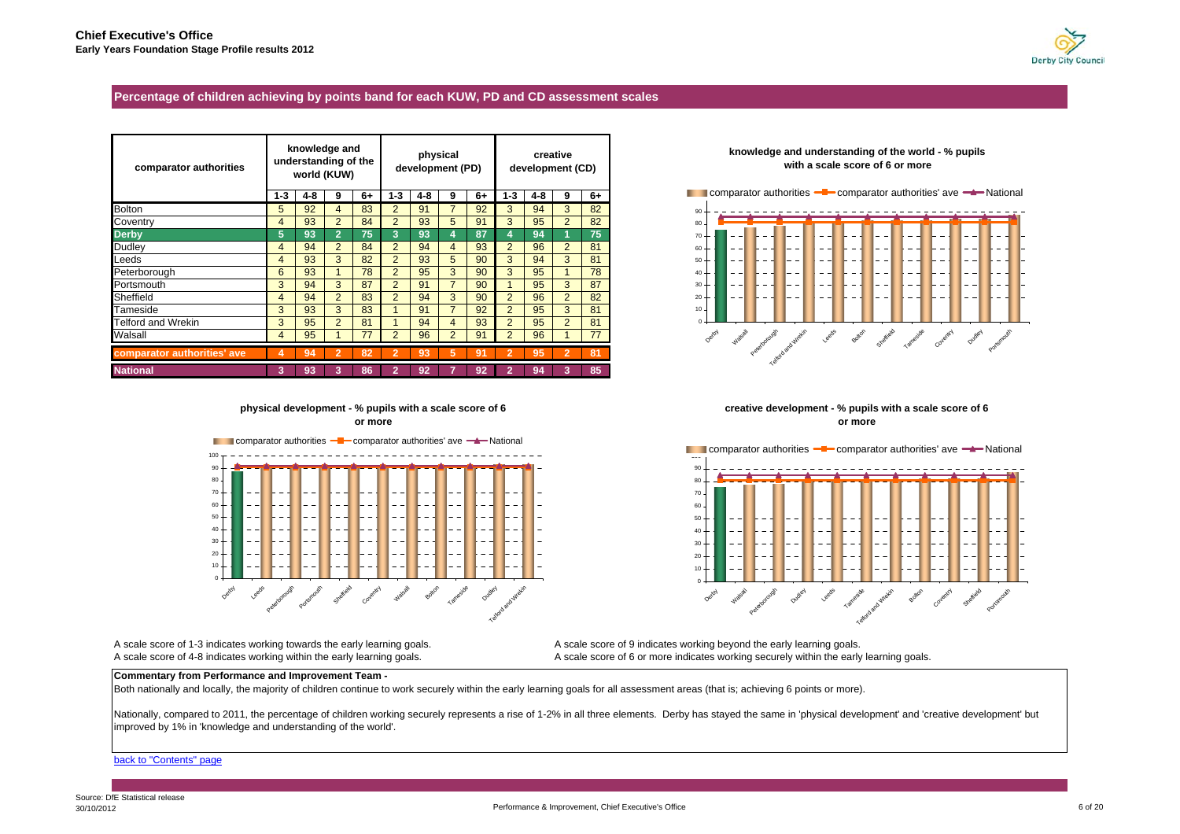**Chief Executive's Office**
**Early Years Foundation Stage Profile results 2012**

## Percentage of children achieving by points band for each KUW, PD and CD assessment scales

| comparator authorities | knowledge and understanding of the world (KUW) | | | | physical development (PD) | | | | creative development (CD) | | | |
|---|---|---|---|---|---|---|---|---|---|---|---|---|
| | 1-3 | 4-8 | 9 | 6+ | 1-3 | 4-8 | 9 | 6+ | 1-3 | 4-8 | 9 | 6+ |
| Bolton | 5 | 92 | 4 | 83 | 2 | 91 | 7 | 92 | 3 | 94 | 3 | 82 |
| Coventry | 4 | 93 | 2 | 84 | 2 | 93 | 5 | 91 | 3 | 95 | 2 | 82 |
| **Derby** | **5** | **93** | **2** | **75** | **3** | **93** | **4** | **87** | **4** | **94** | **1** | **75** |
| Dudley | 4 | 94 | 2 | 84 | 2 | 94 | 4 | 93 | 2 | 96 | 2 | 81 |
| Leeds | 4 | 93 | 3 | 82 | 2 | 93 | 5 | 90 | 3 | 94 | 3 | 81 |
| Peterborough | 6 | 93 | 1 | 78 | 2 | 95 | 3 | 90 | 3 | 95 | 1 | 78 |
| Portsmouth | 3 | 94 | 3 | 87 | 2 | 91 | 7 | 90 | 1 | 95 | 3 | 87 |
| Sheffield | 4 | 94 | 2 | 83 | 2 | 94 | 3 | 90 | 2 | 96 | 2 | 82 |
| Tameside | 3 | 93 | 3 | 83 | 1 | 91 | 7 | 92 | 2 | 95 | 3 | 81 |
| Telford and Wrekin | 3 | 95 | 2 | 81 | 1 | 94 | 4 | 93 | 2 | 95 | 2 | 81 |
| Walsall | 4 | 95 | 1 | 77 | 2 | 96 | 2 | 91 | 2 | 96 | 1 | 77 |
| **comparator authorities' ave** | **4** | **94** | **2** | **82** | **2** | **93** | **5** | **91** | **2** | **95** | **2** | **81** |
| **National** | **3** | **93** | **3** | **86** | **2** | **92** | **7** | **92** | **2** | **94** | **3** | **85** |

**knowledge and understanding of the world - % pupils with a scale score of 6 or more**

**physical development - % pupils with a scale score of 6 or more**

**creative development - % pupils with a scale score of 6 or more**

A scale score of 1-3 indicates working towards the early learning goals.
A scale score of 4-8 indicates working within the early learning goals.
A scale score of 9 indicates working beyond the early learning goals.
A scale score of 6 or more indicates working securely within the early learning goals.

**Commentary from Performance and Improvement Team -**

Both nationally and locally, the majority of children continue to work securely within the early learning goals for all assessment areas (that is; achieving 6 points or more).

Nationally, compared to 2011, the percentage of children working securely represents a rise of 1-2% in all three elements. Derby has stayed the same in 'physical development' and 'creative development' but improved by 1% in 'knowledge and understanding of the world'.

back to "Contents" page

Source: DfE Statistical release
30/10/2012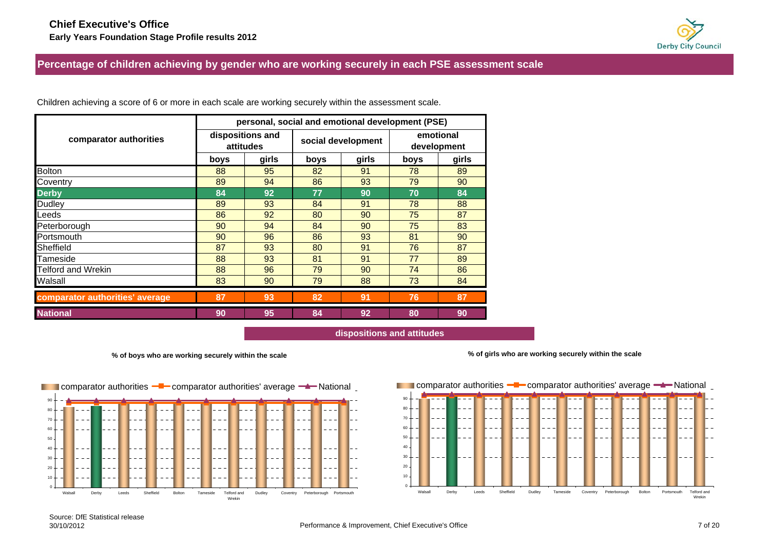**Chief Executive's Office**
**Early Years Foundation Stage Profile results 2012**

## Percentage of children achieving by gender who are working securely in each PSE assessment scale

Children achieving a score of 6 or more in each scale are working securely within the assessment scale.

| comparator authorities | personal, social and emotional development (PSE) | | | | | |
|---|---|---|---|---|---|---|
| | dispositions and attitudes | | social development | | emotional development | |
| | boys | girls | boys | girls | boys | girls |
| Bolton | 88 | 95 | 82 | 91 | 78 | 89 |
| Coventry | 89 | 94 | 86 | 93 | 79 | 90 |
| **Derby** | **84** | **92** | **77** | **90** | **70** | **84** |
| Dudley | 89 | 93 | 84 | 91 | 78 | 88 |
| Leeds | 86 | 92 | 80 | 90 | 75 | 87 |
| Peterborough | 90 | 94 | 84 | 90 | 75 | 83 |
| Portsmouth | 90 | 96 | 86 | 93 | 81 | 90 |
| Sheffield | 87 | 93 | 80 | 91 | 76 | 87 |
| Tameside | 88 | 93 | 81 | 91 | 77 | 89 |
| Telford and Wrekin | 88 | 96 | 79 | 90 | 74 | 86 |
| Walsall | 83 | 90 | 79 | 88 | 73 | 84 |
| **comparator authorities' average** | **87** | **93** | **82** | **91** | **76** | **87** |
| **National** | **90** | **95** | **84** | **92** | **80** | **90** |

### dispositions and attitudes

**% of boys who are working securely within the scale**

**% of girls who are working securely within the scale**

Source: DfE Statistical release
30/10/2012

Performance & Improvement, Chief Executive's Office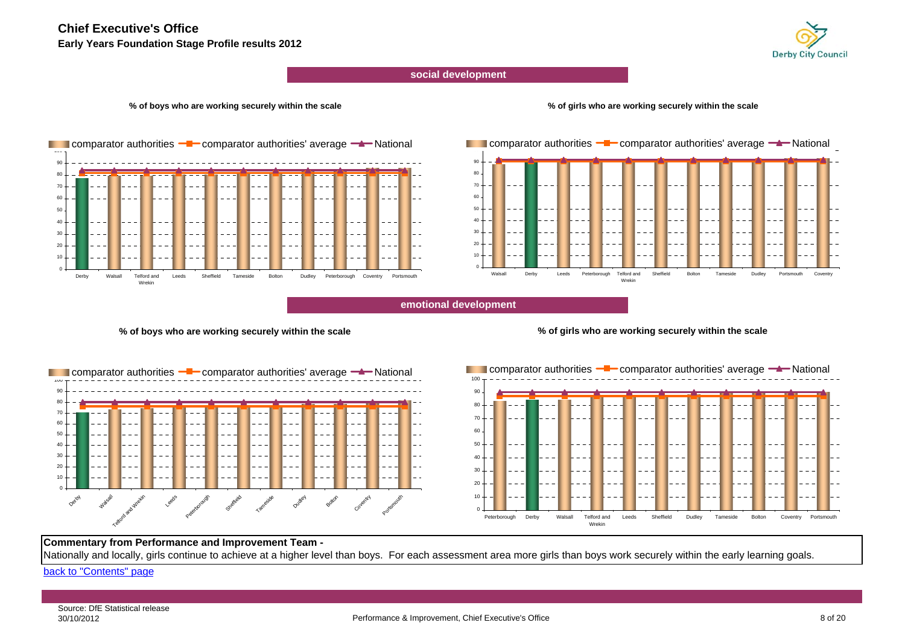**Chief Executive's Office**

**Early Years Foundation Stage Profile results 2012**

## social development

**% of boys who are working securely within the scale**

comparator authorities — comparator authorities' average — National

Derby, Walsall, Telford and Wrekin, Leeds, Sheffield, Tameside, Bolton, Dudley, Peterborough, Coventry, Portsmouth

**% of girls who are working securely within the scale**

comparator authorities — comparator authorities' average — National

Walsall, Derby, Leeds, Peterborough, Telford and Wrekin, Sheffield, Bolton, Tameside, Dudley, Portsmouth, Coventry

## emotional development

**% of boys who are working securely within the scale**

comparator authorities — comparator authorities' average — National

Derby, Walsall, Telford and Wrekin, Leeds, Peterborough, Sheffield, Tameside, Dudley, Bolton, Coventry, Portsmouth

**% of girls who are working securely within the scale**

comparator authorities — comparator authorities' average — National

Peterborough, Derby, Walsall, Telford and Wrekin, Leeds, Sheffield, Dudley, Tameside, Bolton, Coventry, Portsmouth

**Commentary from Performance and Improvement Team -**

Nationally and locally, girls continue to achieve at a higher level than boys. For each assessment area more girls than boys work securely within the early learning goals.

back to "Contents" page

Source: DfE Statistical release

30/10/2012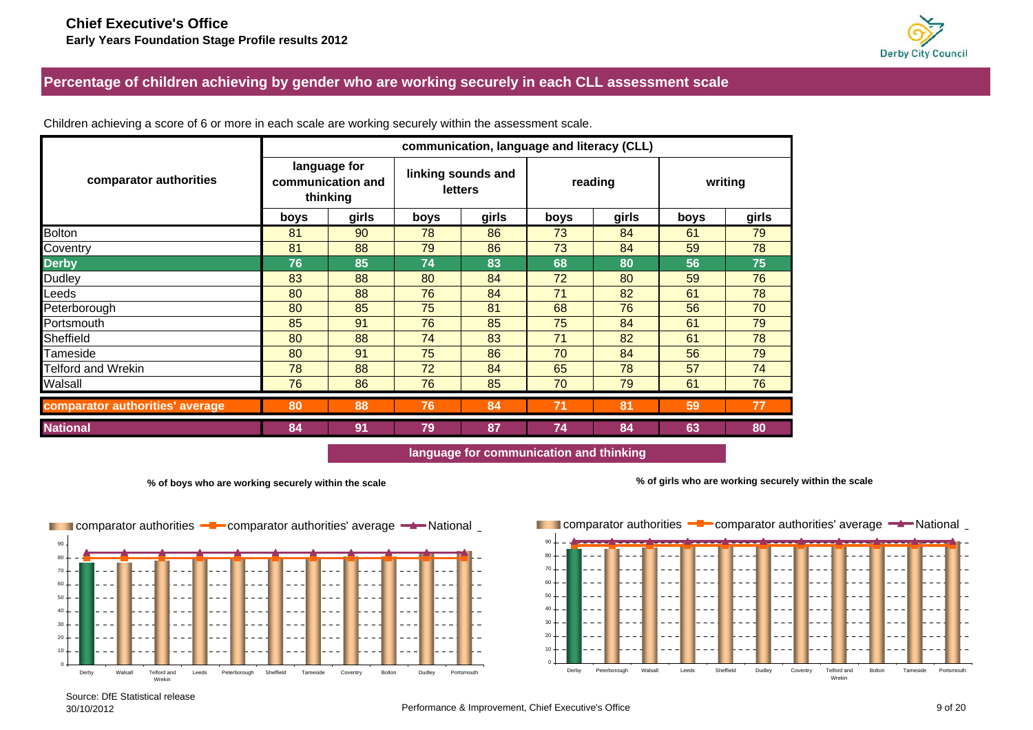**Chief Executive's Office**
**Early Years Foundation Stage Profile results 2012**

## Percentage of children achieving by gender who are working securely in each CLL assessment scale

Children achieving a score of 6 or more in each scale are working securely within the assessment scale.

| comparator authorities | communication, language and literacy (CLL) | | | | | | | |
|---|---|---|---|---|---|---|---|---|
| | language for communication and thinking | | linking sounds and letters | | reading | | writing | |
| | boys | girls | boys | girls | boys | girls | boys | girls |
| Bolton | 81 | 90 | 78 | 86 | 73 | 84 | 61 | 79 |
| Coventry | 81 | 88 | 79 | 86 | 73 | 84 | 59 | 78 |
| **Derby** | **76** | **85** | **74** | **83** | **68** | **80** | **56** | **75** |
| Dudley | 83 | 88 | 80 | 84 | 72 | 80 | 59 | 76 |
| Leeds | 80 | 88 | 76 | 84 | 71 | 82 | 61 | 78 |
| Peterborough | 80 | 85 | 75 | 81 | 68 | 76 | 56 | 70 |
| Portsmouth | 85 | 91 | 76 | 85 | 75 | 84 | 61 | 79 |
| Sheffield | 80 | 88 | 74 | 83 | 71 | 82 | 61 | 78 |
| Tameside | 80 | 91 | 75 | 86 | 70 | 84 | 56 | 79 |
| Telford and Wrekin | 78 | 88 | 72 | 84 | 65 | 78 | 57 | 74 |
| Walsall | 76 | 86 | 76 | 85 | 70 | 79 | 61 | 76 |
| **comparator authorities' average** | **80** | **88** | **76** | **84** | **71** | **81** | **59** | **77** |
| **National** | **84** | **91** | **79** | **87** | **74** | **84** | **63** | **80** |

### language for communication and thinking

**% of boys who are working securely within the scale**

comparator authorities — comparator authorities' average — National

Derby, Walsall, Telford and Wrekin, Leeds, Peterborough, Sheffield, Tameside, Coventry, Bolton, Dudley, Portsmouth

**% of girls who are working securely within the scale**

comparator authorities — comparator authorities' average — National

Derby, Peterborough, Walsall, Leeds, Sheffield, Dudley, Coventry, Telford and Wrekin, Bolton, Tameside, Portsmouth

Source: DfE Statistical release
30/10/2012

Performance & Improvement, Chief Executive's Office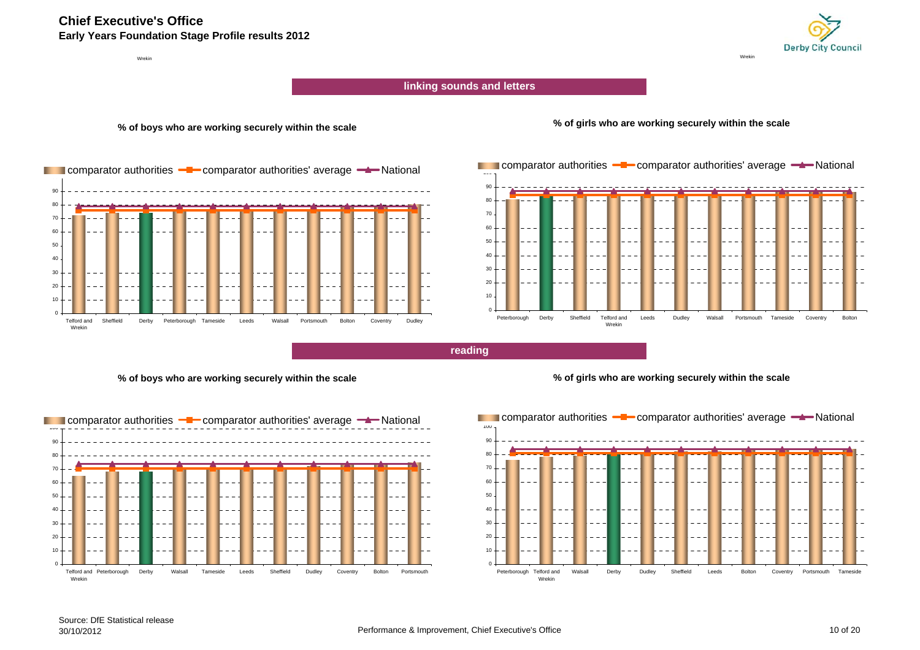**Chief Executive's Office**
**Early Years Foundation Stage Profile results 2012**

## linking sounds and letters

**% of boys who are working securely within the scale**

comparator authorities — comparator authorities' average — National

Telford and Wrekin, Sheffield, Derby, Peterborough, Tameside, Leeds, Walsall, Portsmouth, Bolton, Coventry, Dudley

**% of girls who are working securely within the scale**

comparator authorities — comparator authorities' average — National

Peterborough, Derby, Sheffield, Telford and Wrekin, Leeds, Dudley, Walsall, Portsmouth, Tameside, Coventry, Bolton

## reading

**% of boys who are working securely within the scale**

comparator authorities — comparator authorities' average — National

Telford and Wrekin, Peterborough, Derby, Walsall, Tameside, Leeds, Sheffield, Dudley, Coventry, Bolton, Portsmouth

**% of girls who are working securely within the scale**

comparator authorities — comparator authorities' average — National

Peterborough, Telford and Wrekin, Walsall, Derby, Dudley, Sheffield, Leeds, Bolton, Coventry, Portsmouth, Tameside

Source: DfE Statistical release
30/10/2012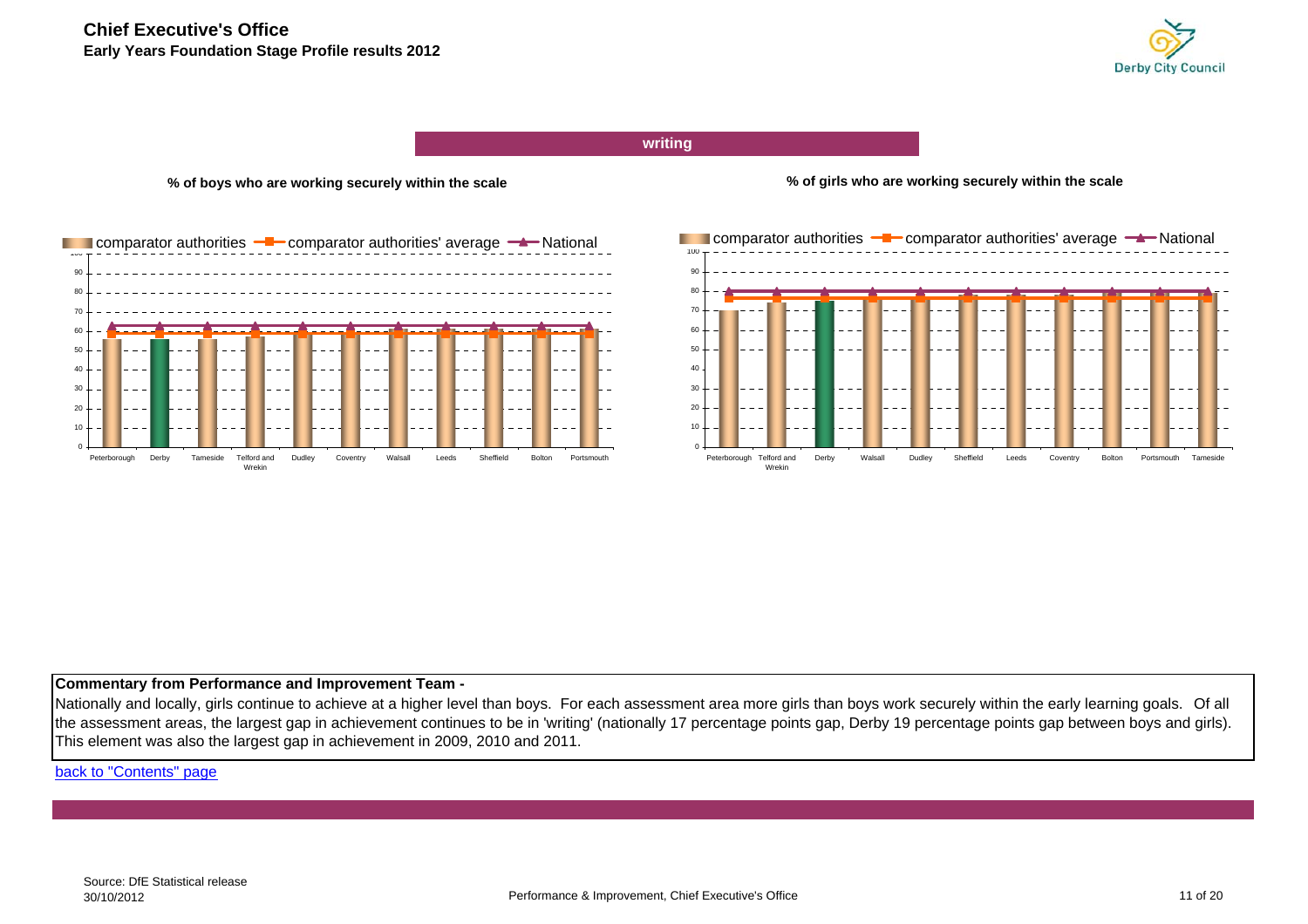# Chief Executive's Office

## Early Years Foundation Stage Profile results 2012

### writing

**% of boys who are working securely within the scale**

comparator authorities — comparator authorities' average — National

Peterborough, Derby, Tameside, Telford and Wrekin, Dudley, Coventry, Walsall, Leeds, Sheffield, Bolton, Portsmouth

**% of girls who are working securely within the scale**

comparator authorities — comparator authorities' average — National

Peterborough, Telford and Wrekin, Derby, Walsall, Dudley, Sheffield, Leeds, Coventry, Bolton, Portsmouth, Tameside

**Commentary from Performance and Improvement Team -**

Nationally and locally, girls continue to achieve at a higher level than boys. For each assessment area more girls than boys work securely within the early learning goals. Of all the assessment areas, the largest gap in achievement continues to be in 'writing' (nationally 17 percentage points gap, Derby 19 percentage points gap between boys and girls). This element was also the largest gap in achievement in 2009, 2010 and 2011.

back to "Contents" page

Source: DfE Statistical release
30/10/2012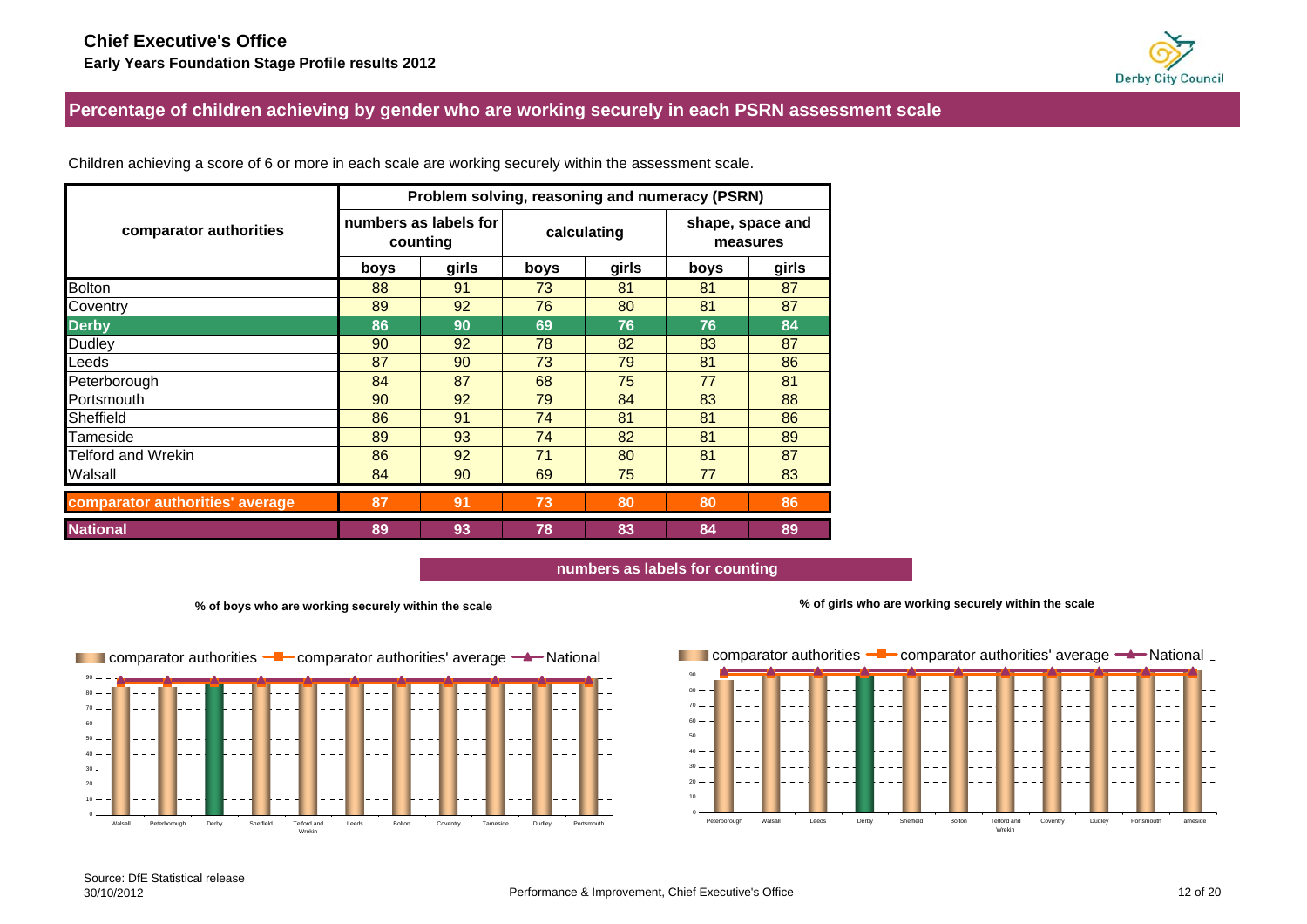**Chief Executive's Office**

**Early Years Foundation Stage Profile results 2012**

## Percentage of children achieving by gender who are working securely in each PSRN assessment scale

Children achieving a score of 6 or more in each scale are working securely within the assessment scale.

| comparator authorities | Problem solving, reasoning and numeracy (PSRN) | | | | | |
|---|---|---|---|---|---|---|
| | numbers as labels for counting | | calculating | | shape, space and measures | |
| | boys | girls | boys | girls | boys | girls |
| Bolton | 88 | 91 | 73 | 81 | 81 | 87 |
| Coventry | 89 | 92 | 76 | 80 | 81 | 87 |
| **Derby** | **86** | **90** | **69** | **76** | **76** | **84** |
| Dudley | 90 | 92 | 78 | 82 | 83 | 87 |
| Leeds | 87 | 90 | 73 | 79 | 81 | 86 |
| Peterborough | 84 | 87 | 68 | 75 | 77 | 81 |
| Portsmouth | 90 | 92 | 79 | 84 | 83 | 88 |
| Sheffield | 86 | 91 | 74 | 81 | 81 | 86 |
| Tameside | 89 | 93 | 74 | 82 | 81 | 89 |
| Telford and Wrekin | 86 | 92 | 71 | 80 | 81 | 87 |
| Walsall | 84 | 90 | 69 | 75 | 77 | 83 |
| **comparator authorities' average** | **87** | **91** | **73** | **80** | **80** | **86** |
| **National** | **89** | **93** | **78** | **83** | **84** | **89** |

### numbers as labels for counting

**% of boys who are working securely within the scale**

**% of girls who are working securely within the scale**

Source: DfE Statistical release
30/10/2012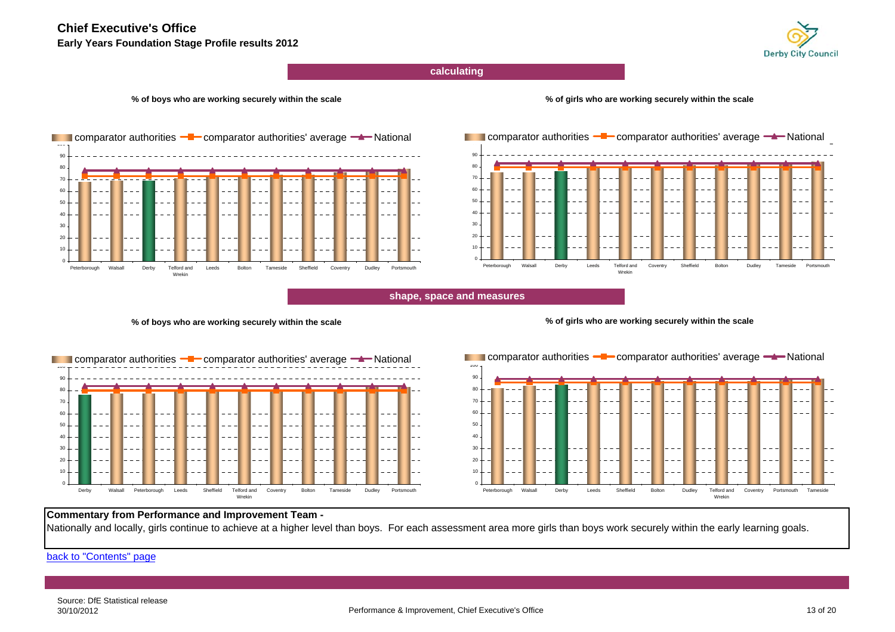# Chief Executive's Office

**Early Years Foundation Stage Profile results 2012**

## calculating

**% of boys who are working securely within the scale**

comparator authorities — comparator authorities' average — National

Peterborough, Walsall, Derby, Telford and Wrekin, Leeds, Bolton, Tameside, Sheffield, Coventry, Dudley, Portsmouth

**% of girls who are working securely within the scale**

comparator authorities — comparator authorities' average — National

Peterborough, Walsall, Derby, Leeds, Telford and Wrekin, Coventry, Sheffield, Bolton, Dudley, Tameside, Portsmouth

## shape, space and measures

**% of boys who are working securely within the scale**

comparator authorities — comparator authorities' average — National

Derby, Walsall, Peterborough, Leeds, Sheffield, Telford and Wrekin, Coventry, Bolton, Tameside, Dudley, Portsmouth

**% of girls who are working securely within the scale**

comparator authorities — comparator authorities' average — National

Peterborough, Walsall, Derby, Leeds, Sheffield, Bolton, Dudley, Telford and Wrekin, Coventry, Portsmouth, Tameside

**Commentary from Performance and Improvement Team -**

Nationally and locally, girls continue to achieve at a higher level than boys. For each assessment area more girls than boys work securely within the early learning goals.

back to "Contents" page

Source: DfE Statistical release
30/10/2012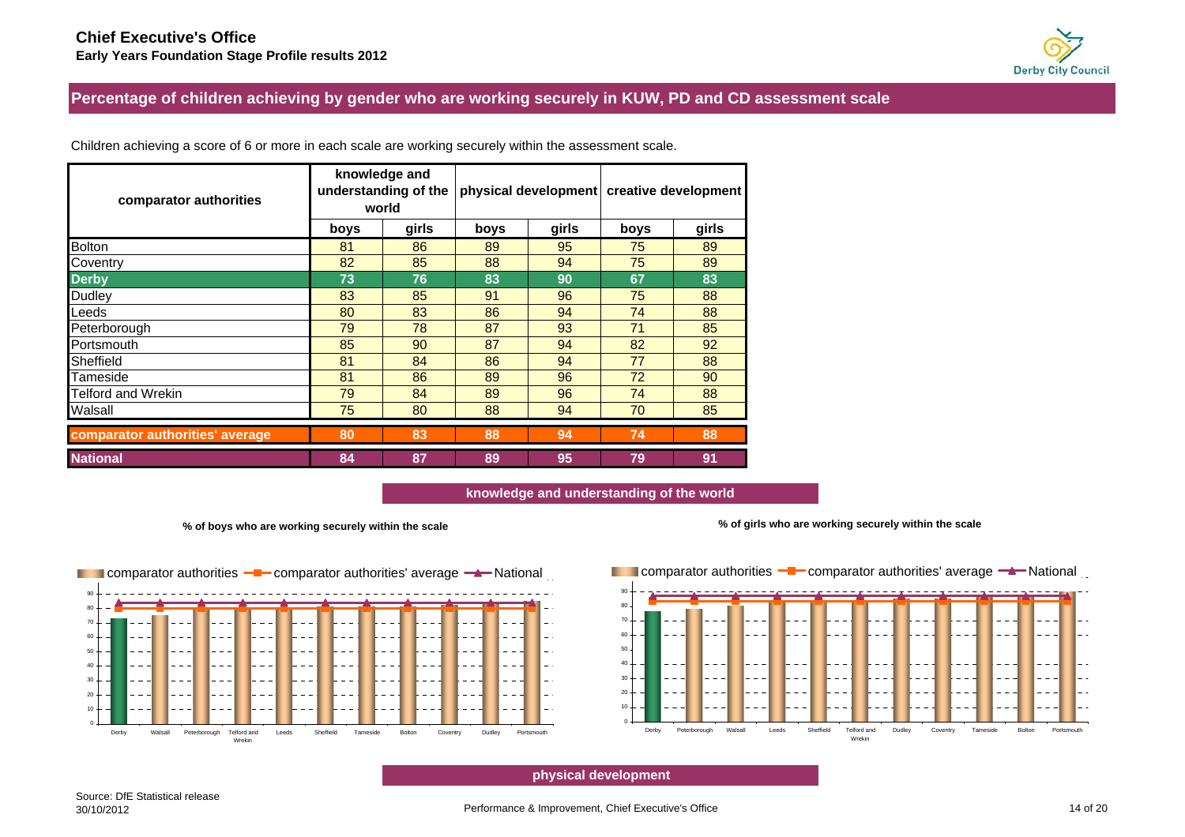**Chief Executive's Office**
**Early Years Foundation Stage Profile results 2012**

## Percentage of children achieving by gender who are working securely in KUW, PD and CD assessment scale

Children achieving a score of 6 or more in each scale are working securely within the assessment scale.

| comparator authorities | knowledge and understanding of the world | | physical development | | creative development | |
|---|---|---|---|---|---|---|
| | boys | girls | boys | girls | boys | girls |
| Bolton | 81 | 86 | 89 | 95 | 75 | 89 |
| Coventry | 82 | 85 | 88 | 94 | 75 | 89 |
| **Derby** | **73** | **76** | **83** | **90** | **67** | **83** |
| Dudley | 83 | 85 | 91 | 96 | 75 | 88 |
| Leeds | 80 | 83 | 86 | 94 | 74 | 88 |
| Peterborough | 79 | 78 | 87 | 93 | 71 | 85 |
| Portsmouth | 85 | 90 | 87 | 94 | 82 | 92 |
| Sheffield | 81 | 84 | 86 | 94 | 77 | 88 |
| Tameside | 81 | 86 | 89 | 96 | 72 | 90 |
| Telford and Wrekin | 79 | 84 | 89 | 96 | 74 | 88 |
| Walsall | 75 | 80 | 88 | 94 | 70 | 85 |
| **comparator authorities' average** | **80** | **83** | **88** | **94** | **74** | **88** |
| **National** | **84** | **87** | **89** | **95** | **79** | **91** |

### knowledge and understanding of the world

**% of boys who are working securely within the scale**

**% of girls who are working securely within the scale**

### physical development

Source: DfE Statistical release
30/10/2012

Performance & Improvement, Chief Executive's Office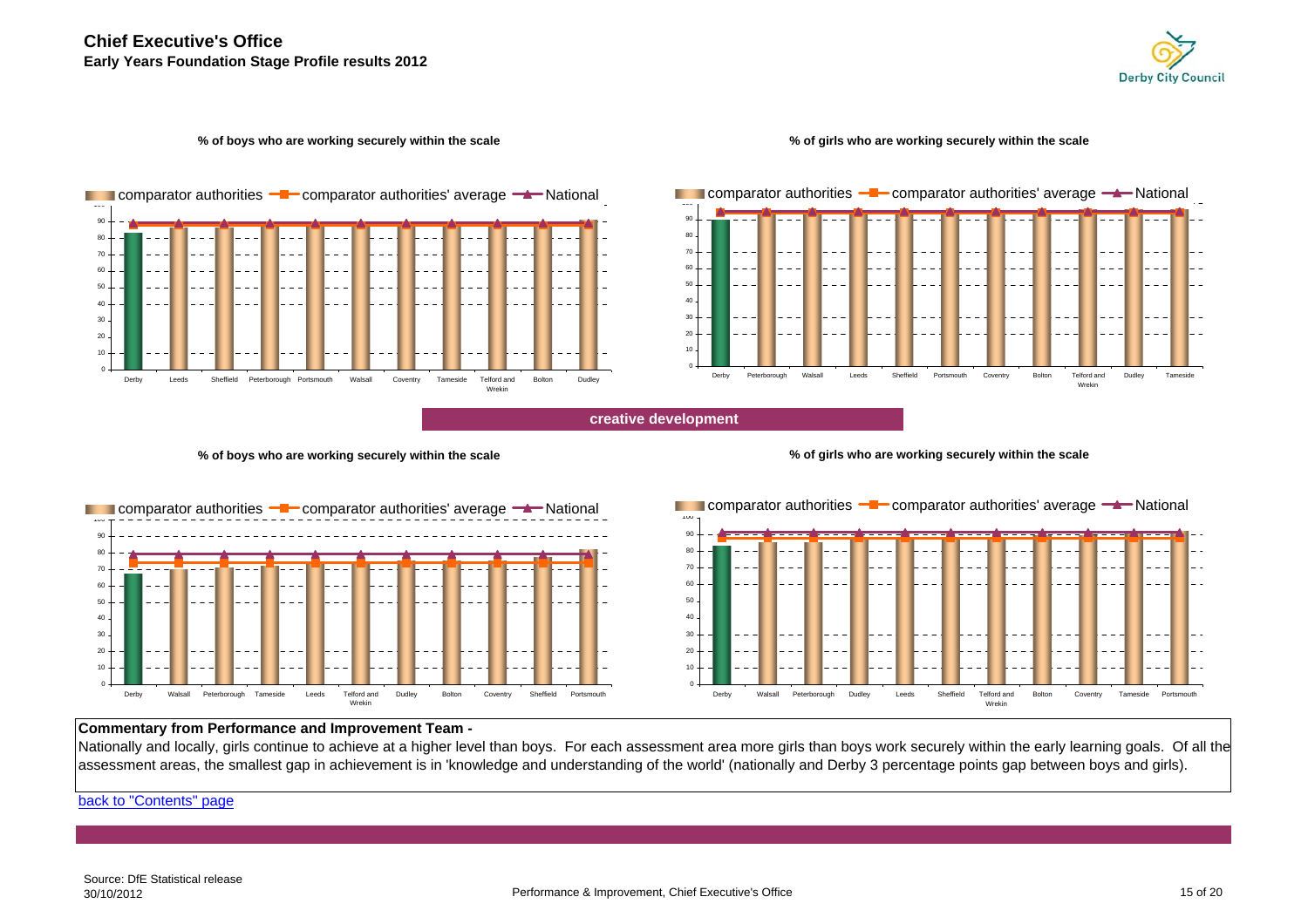**Chief Executive's Office**
**Early Years Foundation Stage Profile results 2012**

**% of boys who are working securely within the scale**

comparator authorities — comparator authorities' average — National

Derby, Leeds, Sheffield, Peterborough, Portsmouth, Walsall, Coventry, Tameside, Telford and Wrekin, Bolton, Dudley

**% of girls who are working securely within the scale**

comparator authorities — comparator authorities' average — National

Derby, Peterborough, Walsall, Leeds, Sheffield, Portsmouth, Coventry, Bolton, Telford and Wrekin, Dudley, Tameside

## creative development

**% of boys who are working securely within the scale**

comparator authorities — comparator authorities' average — National

Derby, Walsall, Peterborough, Tameside, Leeds, Telford and Wrekin, Dudley, Bolton, Coventry, Sheffield, Portsmouth

**% of girls who are working securely within the scale**

comparator authorities — comparator authorities' average — National

Derby, Walsall, Peterborough, Dudley, Leeds, Sheffield, Telford and Wrekin, Bolton, Coventry, Tameside, Portsmouth

**Commentary from Performance and Improvement Team -**

Nationally and locally, girls continue to achieve at a higher level than boys. For each assessment area more girls than boys work securely within the early learning goals. Of all the assessment areas, the smallest gap in achievement is in 'knowledge and understanding of the world' (nationally and Derby 3 percentage points gap between boys and girls).

back to "Contents" page

Source: DfE Statistical release
30/10/2012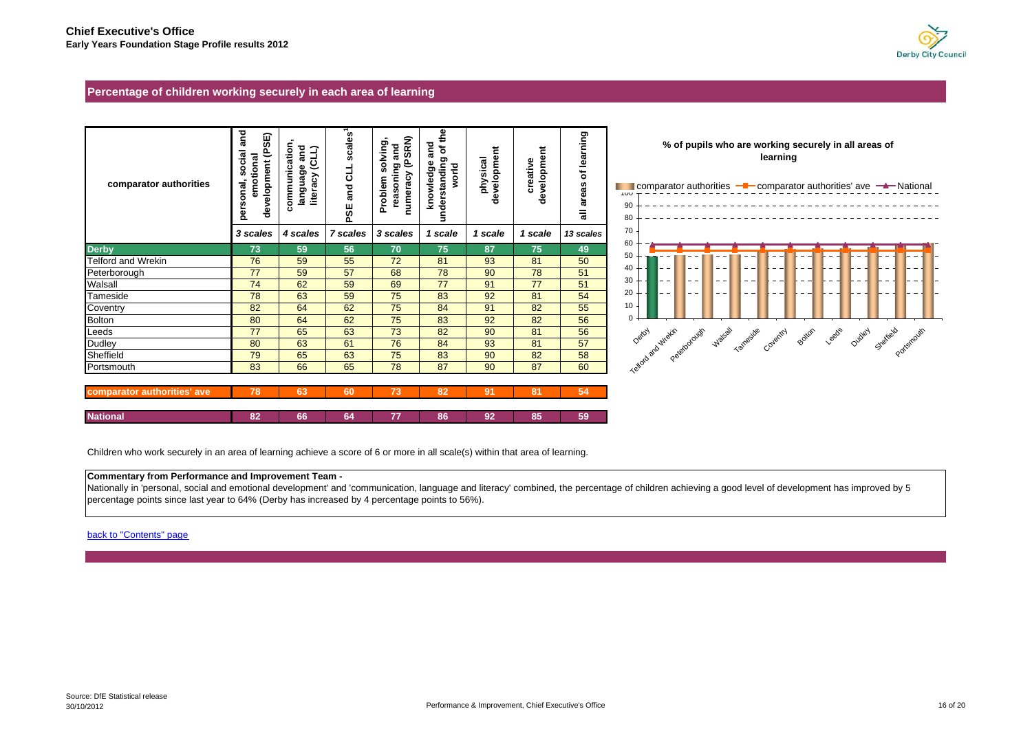**Chief Executive's Office**
**Early Years Foundation Stage Profile results 2012**

## Percentage of children working securely in each area of learning

| comparator authorities | personal, social and emotional development (PSE) | communication, language and literacy (CLL) | PSE and CLL scales[1] | Problem solving, reasoning and numeracy (PSRN) | knowledge and understanding of the world | physical development | creative development | all areas of learning |
|---|---|---|---|---|---|---|---|---|
| | 3 scales | 4 scales | 7 scales | 3 scales | 1 scale | 1 scale | 1 scale | 13 scales |
| **Derby** | 73 | 59 | 56 | 70 | 75 | 87 | 75 | 49 |
| Telford and Wrekin | 76 | 59 | 55 | 72 | 81 | 93 | 81 | 50 |
| Peterborough | 77 | 59 | 57 | 68 | 78 | 90 | 78 | 51 |
| Walsall | 74 | 62 | 59 | 69 | 77 | 91 | 77 | 51 |
| Tameside | 78 | 63 | 59 | 75 | 83 | 92 | 81 | 54 |
| Coventry | 82 | 64 | 62 | 75 | 84 | 91 | 82 | 55 |
| Bolton | 80 | 64 | 62 | 75 | 83 | 92 | 82 | 56 |
| Leeds | 77 | 65 | 63 | 73 | 82 | 90 | 81 | 56 |
| Dudley | 80 | 63 | 61 | 76 | 84 | 93 | 81 | 57 |
| Sheffield | 79 | 65 | 63 | 75 | 83 | 90 | 82 | 58 |
| Portsmouth | 83 | 66 | 65 | 78 | 87 | 90 | 87 | 60 |
| **comparator authorities' ave** | 78 | 63 | 60 | 73 | 82 | 91 | 81 | 54 |
| **National** | 82 | 66 | 64 | 77 | 86 | 92 | 85 | 59 |

**% of pupils who are working securely in all areas of learning**

Legend: comparator authorities; comparator authorities' ave; National

Children who work securely in an area of learning achieve a score of 6 or more in all scale(s) within that area of learning.

**Commentary from Performance and Improvement Team -**
Nationally in 'personal, social and emotional development' and 'communication, language and literacy' combined, the percentage of children achieving a good level of development has improved by 5 percentage points since last year to 64% (Derby has increased by 4 percentage points to 56%).

back to "Contents" page

Source: DfE Statistical release
30/10/2012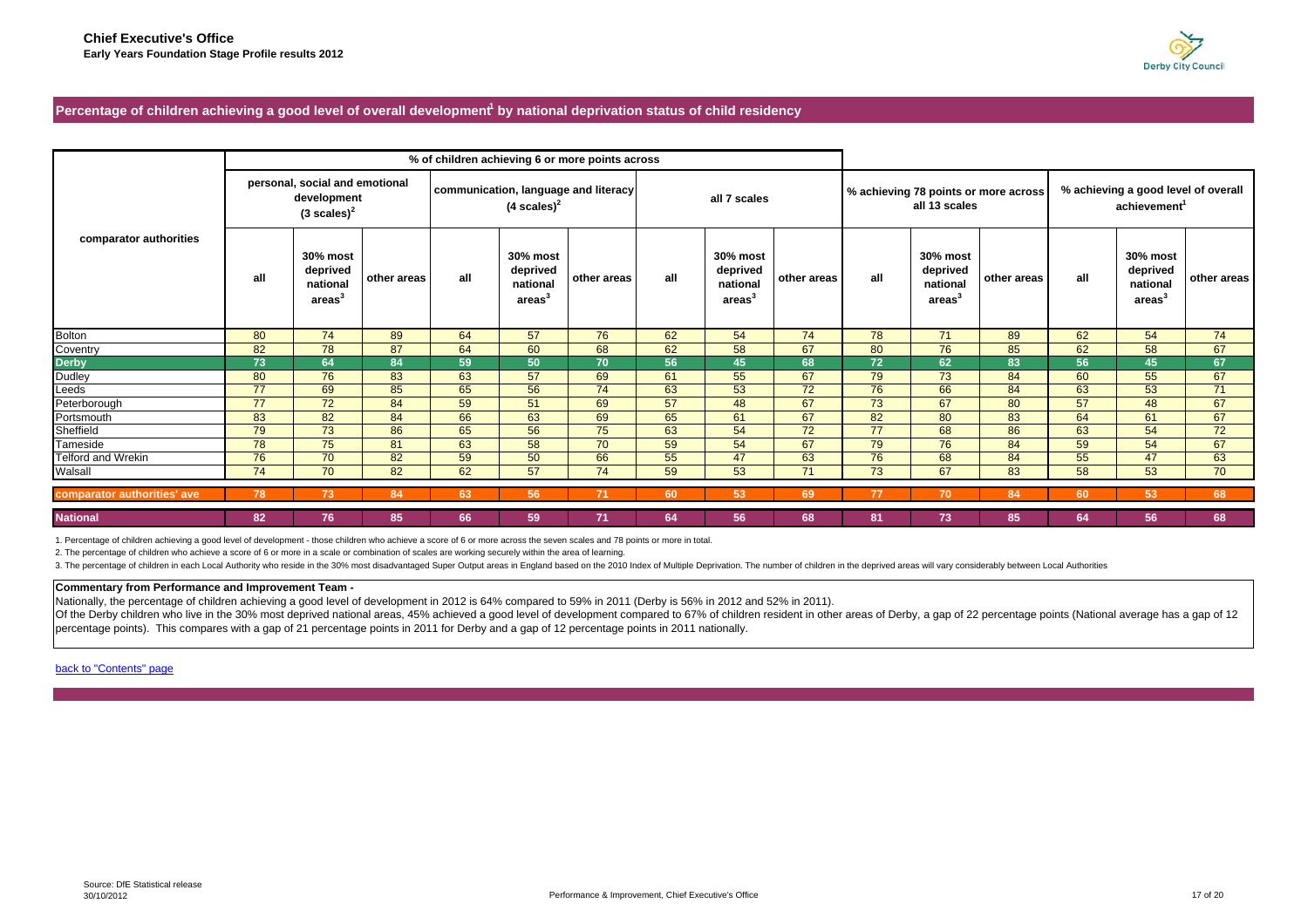**Chief Executive's Office**
**Early Years Foundation Stage Profile results 2012**

## Percentage of children achieving a good level of overall development[1] by national deprivation status of child residency

| comparator authorities | % of children achieving 6 or more points across | | | | | | | | | % achieving 78 points or more across all 13 scales | | | % achieving a good level of overall achievement[1] | | |
|---|---|---|---|---|---|---|---|---|---|---|---|---|---|---|---|
| | personal, social and emotional development (3 scales)[2] | | | communication, language and literacy (4 scales)[2] | | | all 7 scales | | | | | | | | |
| | all | 30% most deprived national areas[3] | other areas | all | 30% most deprived national areas[3] | other areas | all | 30% most deprived national areas[3] | other areas | all | 30% most deprived national areas[3] | other areas | all | 30% most deprived national areas[3] | other areas |
| Bolton | 80 | 74 | 89 | 64 | 57 | 76 | 62 | 54 | 74 | 78 | 71 | 89 | 62 | 54 | 74 |
| Coventry | 82 | 78 | 87 | 64 | 60 | 68 | 62 | 58 | 67 | 80 | 76 | 85 | 62 | 58 | 67 |
| **Derby** | **73** | **64** | **84** | **59** | **50** | **70** | **56** | **45** | **68** | **72** | **62** | **83** | **56** | **45** | **67** |
| Dudley | 80 | 76 | 83 | 63 | 57 | 69 | 61 | 55 | 67 | 79 | 73 | 84 | 60 | 55 | 67 |
| Leeds | 77 | 69 | 85 | 65 | 56 | 74 | 63 | 53 | 72 | 76 | 66 | 84 | 63 | 53 | 71 |
| Peterborough | 77 | 72 | 84 | 59 | 51 | 69 | 57 | 48 | 67 | 73 | 67 | 80 | 57 | 48 | 67 |
| Portsmouth | 83 | 82 | 84 | 66 | 63 | 69 | 65 | 61 | 67 | 82 | 80 | 83 | 64 | 61 | 67 |
| Sheffield | 79 | 73 | 86 | 65 | 56 | 75 | 63 | 54 | 72 | 77 | 68 | 86 | 63 | 54 | 72 |
| Tameside | 78 | 75 | 81 | 63 | 58 | 70 | 59 | 54 | 67 | 79 | 76 | 84 | 59 | 54 | 67 |
| Telford and Wrekin | 76 | 70 | 82 | 59 | 50 | 66 | 55 | 47 | 63 | 76 | 68 | 84 | 55 | 47 | 63 |
| Walsall | 74 | 70 | 82 | 62 | 57 | 74 | 59 | 53 | 71 | 73 | 67 | 83 | 58 | 53 | 70 |
| **comparator authorities' ave** | **78** | **73** | **84** | **63** | **56** | **71** | **60** | **53** | **69** | **77** | **70** | **84** | **60** | **53** | **68** |
| **National** | **82** | **76** | **85** | **66** | **59** | **71** | **64** | **56** | **68** | **81** | **73** | **85** | **64** | **56** | **68** |

1. Percentage of children achieving a good level of development - those children who achieve a score of 6 or more across the seven scales and 78 points or more in total.

2. The percentage of children who achieve a score of 6 or more in a scale or combination of scales are working securely within the area of learning.

3. The percentage of children in each Local Authority who reside in the 30% most disadvantaged Super Output areas in England based on the 2010 Index of Multiple Deprivation. The number of children in the deprived areas will vary considerably between Local Authorities

**Commentary from Performance and Improvement Team -**

Nationally, the percentage of children achieving a good level of development in 2012 is 64% compared to 59% in 2011 (Derby is 56% in 2012 and 52% in 2011).
Of the Derby children who live in the 30% most deprived national areas, 45% achieved a good level of development compared to 67% of children resident in other areas of Derby, a gap of 22 percentage points (National average has a gap of 12 percentage points). This compares with a gap of 21 percentage points in 2011 for Derby and a gap of 12 percentage points in 2011 nationally.

back to "Contents" page

Source: DfE Statistical release
30/10/2012

Performance & Improvement, Chief Executive's Office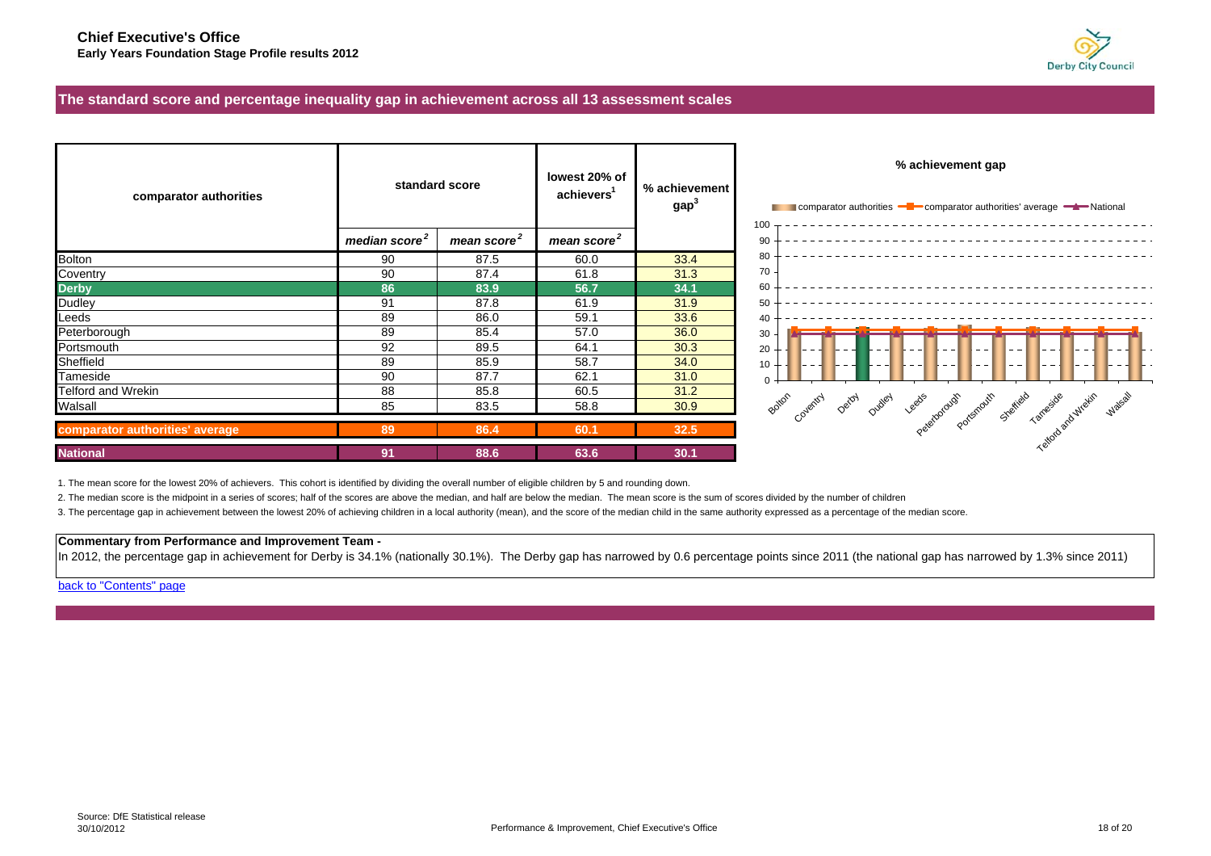**Chief Executive's Office**
**Early Years Foundation Stage Profile results 2012**

## The standard score and percentage inequality gap in achievement across all 13 assessment scales

| comparator authorities | standard score | | lowest 20% of achievers[1] | % achievement gap[3] |
|---|---|---|---|---|
| | *median score[2]* | *mean score[2]* | *mean score[2]* | |
| Bolton | 90 | 87.5 | 60.0 | 33.4 |
| Coventry | 90 | 87.4 | 61.8 | 31.3 |
| **Derby** | **86** | **83.9** | **56.7** | **34.1** |
| Dudley | 91 | 87.8 | 61.9 | 31.9 |
| Leeds | 89 | 86.0 | 59.1 | 33.6 |
| Peterborough | 89 | 85.4 | 57.0 | 36.0 |
| Portsmouth | 92 | 89.5 | 64.1 | 30.3 |
| Sheffield | 89 | 85.9 | 58.7 | 34.0 |
| Tameside | 90 | 87.7 | 62.1 | 31.0 |
| Telford and Wrekin | 88 | 85.8 | 60.5 | 31.2 |
| Walsall | 85 | 83.5 | 58.8 | 30.9 |
| **comparator authorities' average** | **89** | **86.4** | **60.1** | **32.5** |
| **National** | **91** | **88.6** | **63.6** | **30.1** |

**% achievement gap**

Legend: comparator authorities; comparator authorities' average; National

1. The mean score for the lowest 20% of achievers. This cohort is identified by dividing the overall number of eligible children by 5 and rounding down.

2. The median score is the midpoint in a series of scores; half of the scores are above the median, and half are below the median. The mean score is the sum of scores divided by the number of children

3. The percentage gap in achievement between the lowest 20% of achieving children in a local authority (mean), and the score of the median child in the same authority expressed as a percentage of the median score.

**Commentary from Performance and Improvement Team -**

In 2012, the percentage gap in achievement for Derby is 34.1% (nationally 30.1%). The Derby gap has narrowed by 0.6 percentage points since 2011 (the national gap has narrowed by 1.3% since 2011)

back to "Contents" page

Source: DfE Statistical release
30/10/2012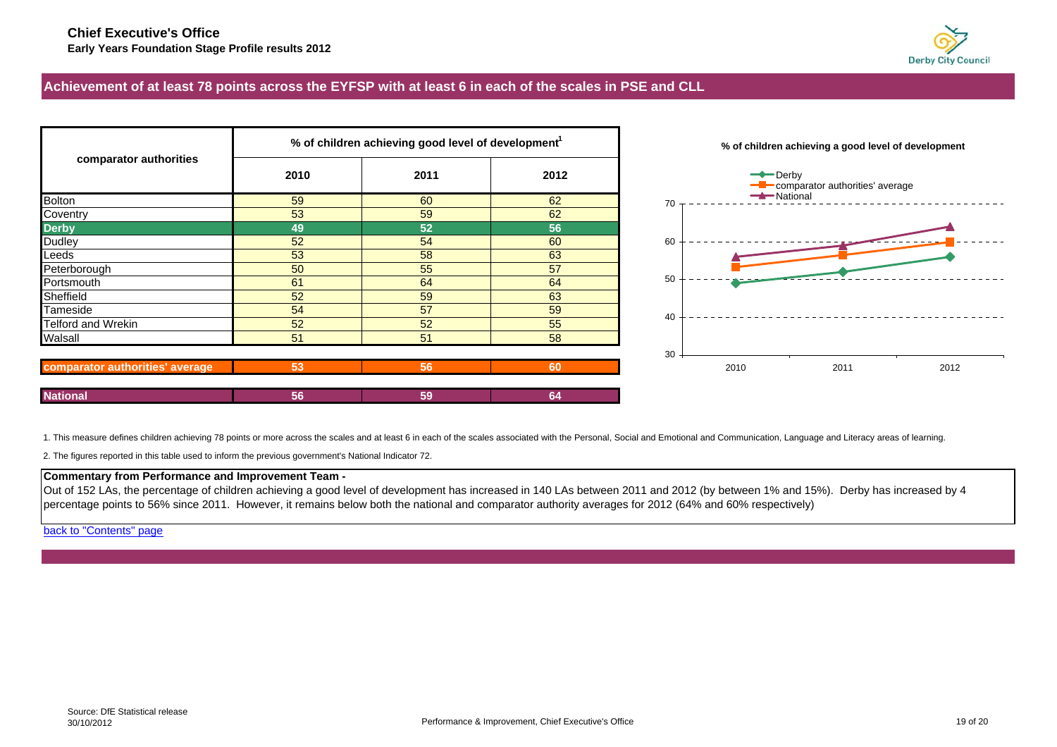**Chief Executive's Office**
**Early Years Foundation Stage Profile results 2012**

## Achievement of at least 78 points across the EYFSP with at least 6 in each of the scales in PSE and CLL

| comparator authorities | % of children achieving good level of development[1] | | |
|---|---|---|---|
| | 2010 | 2011 | 2012 |
| Bolton | 59 | 60 | 62 |
| Coventry | 53 | 59 | 62 |
| **Derby** | **49** | **52** | **56** |
| Dudley | 52 | 54 | 60 |
| Leeds | 53 | 58 | 63 |
| Peterborough | 50 | 55 | 57 |
| Portsmouth | 61 | 64 | 64 |
| Sheffield | 52 | 59 | 63 |
| Tameside | 54 | 57 | 59 |
| Telford and Wrekin | 52 | 52 | 55 |
| Walsall | 51 | 51 | 58 |
| **comparator authorities' average** | **53** | **56** | **60** |
| **National** | **56** | **59** | **64** |

**% of children achieving a good level of development**

- Derby
- comparator authorities' average
- National

1. This measure defines children achieving 78 points or more across the scales and at least 6 in each of the scales associated with the Personal, Social and Emotional and Communication, Language and Literacy areas of learning.

2. The figures reported in this table used to inform the previous government's National Indicator 72.

**Commentary from Performance and Improvement Team -**

Out of 152 LAs, the percentage of children achieving a good level of development has increased in 140 LAs between 2011 and 2012 (by between 1% and 15%). Derby has increased by 4 percentage points to 56% since 2011. However, it remains below both the national and comparator authority averages for 2012 (64% and 60% respectively)

back to "Contents" page

Source: DfE Statistical release
30/10/2012

Performance & Improvement, Chief Executive's Office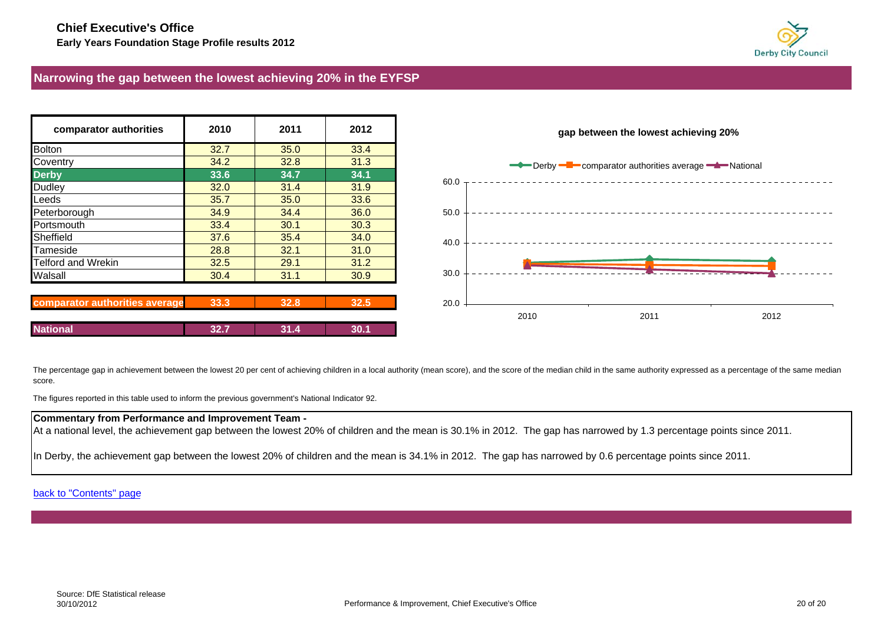# Chief Executive's Office

**Early Years Foundation Stage Profile results 2012**

Derby City Council

## Narrowing the gap between the lowest achieving 20% in the EYFSP

| comparator authorities | 2010 | 2011 | 2012 |
|---|---|---|---|
| Bolton | 32.7 | 35.0 | 33.4 |
| Coventry | 34.2 | 32.8 | 31.3 |
| **Derby** | **33.6** | **34.7** | **34.1** |
| Dudley | 32.0 | 31.4 | 31.9 |
| Leeds | 35.7 | 35.0 | 33.6 |
| Peterborough | 34.9 | 34.4 | 36.0 |
| Portsmouth | 33.4 | 30.1 | 30.3 |
| Sheffield | 37.6 | 35.4 | 34.0 |
| Tameside | 28.8 | 32.1 | 31.0 |
| Telford and Wrekin | 32.5 | 29.1 | 31.2 |
| Walsall | 30.4 | 31.1 | 30.9 |
| **comparator authorities average** | **33.3** | **32.8** | **32.5** |
| **National** | **32.7** | **31.4** | **30.1** |

gap between the lowest achieving 20%

Derby
comparator authorities average
National

60.0
50.0
40.0
30.0
20.0

2010
2011
2012

The percentage gap in achievement between the lowest 20 per cent of achieving children in a local authority (mean score), and the score of the median child in the same authority expressed as a percentage of the same median score.

The figures reported in this table used to inform the previous government's National Indicator 92.

**Commentary from Performance and Improvement Team -**

At a national level, the achievement gap between the lowest 20% of children and the mean is 30.1% in 2012. The gap has narrowed by 1.3 percentage points since 2011.

In Derby, the achievement gap between the lowest 20% of children and the mean is 34.1% in 2012. The gap has narrowed by 0.6 percentage points since 2011.

back to "Contents" page

Source: DfE Statistical release
30/10/2012